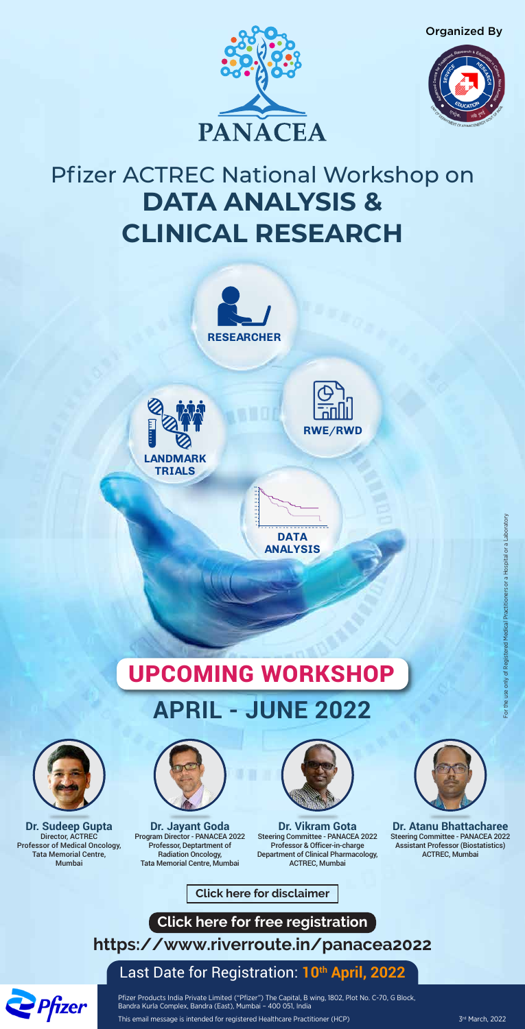PANACEA

Organized By

# Pfizer ACTREC National Workshop on
# DATA ANALYSIS & CLINICAL RESEARCH

RESEARCHER

LANDMARK TRIALS

RWE/RWD

DATA ANALYSIS

## UPCOMING WORKSHOP

## APRIL - JUNE 2022

**Dr. Sudeep Gupta**
Director, ACTREC
Professor of Medical Oncology,
Tata Memorial Centre,
Mumbai

**Dr. Jayant Goda**
Program Director - PANACEA 2022
Professor, Deptartment of
Radiation Oncology,
Tata Memorial Centre, Mumbai

**Dr. Vikram Gota**
Steering Committee - PANACEA 2022
Professor & Officer-in-charge
Department of Clinical Pharmacology,
ACTREC, Mumbai

**Dr. Atanu Bhattacharee**
Steering Committee - PANACEA 2022
Assistant Professor (Biostatistics)
ACTREC, Mumbai

For the use only of Registered Medical Practitioners or a Hospital or a Laboratory

**Click here for disclaimer**

**Click here for free registration**

**https://www.riverroute.in/panacea2022**

Last Date for Registration: **10th April, 2022**

Pfizer Products India Private Limited ("Pfizer") The Capital, B wing, 1802, Plot No. C-70, G Block, Bandra Kurla Complex, Bandra (East), Mumbai – 400 051, India

This email message is intended for registered Healthcare Practitioner (HCP)

3rd March, 2022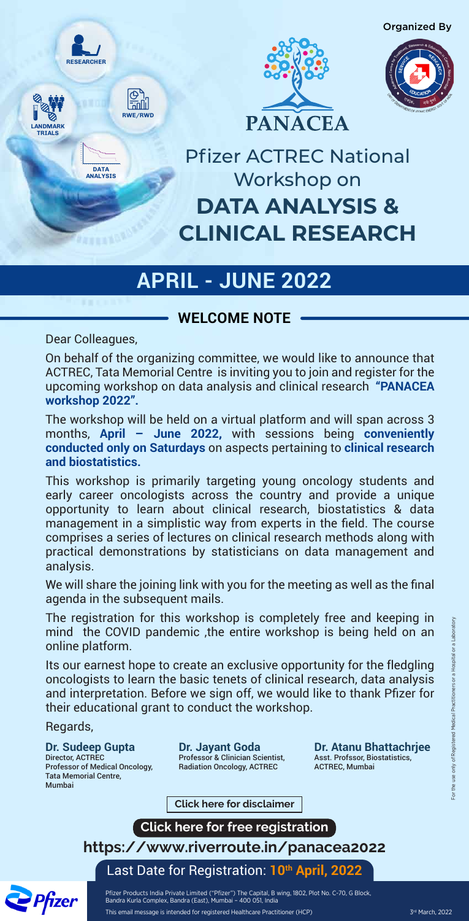Organized By

**PANACEA**

# Pfizer ACTREC National Workshop on DATA ANALYSIS & CLINICAL RESEARCH

RESEARCHER

LANDMARK TRIALS

RWE/RWD

DATA ANALYSIS

## APRIL - JUNE 2022

### WELCOME NOTE

Dear Colleagues,

On behalf of the organizing committee, we would like to announce that ACTREC, Tata Memorial Centre is inviting you to join and register for the upcoming workshop on data analysis and clinical research **"PANACEA workshop 2022".**

The workshop will be held on a virtual platform and will span across 3 months, **April – June 2022,** with sessions being **conveniently conducted only on Saturdays** on aspects pertaining to **clinical research and biostatistics.**

This workshop is primarily targeting young oncology students and early career oncologists across the country and provide a unique opportunity to learn about clinical research, biostatistics & data management in a simplistic way from experts in the field. The course comprises a series of lectures on clinical research methods along with practical demonstrations by statisticians on data management and analysis.

We will share the joining link with you for the meeting as well as the final agenda in the subsequent mails.

The registration for this workshop is completely free and keeping in mind the COVID pandemic ,the entire workshop is being held on an online platform.

Its our earnest hope to create an exclusive opportunity for the fledgling oncologists to learn the basic tenets of clinical research, data analysis and interpretation. Before we sign off, we would like to thank Pfizer for their educational grant to conduct the workshop.

Regards,

**Dr. Sudeep Gupta**
Director, ACTREC
Professor of Medical Oncology,
Tata Memorial Centre,
Mumbai

**Dr. Jayant Goda**
Professor & Clinician Scientist,
Radiation Oncology, ACTREC

**Dr. Atanu Bhattachrjee**
Asst. Profssor, Biostatistics,
ACTREC, Mumbai

For the use only of Registered Medical Practitioners or a Hospital or a Laboratory

**Click here for disclaimer**

**Click here for free registration**

**https://www.riverroute.in/panacea2022**

Last Date for Registration: **10th April, 2022**

Pfizer Products India Private Limited ("Pfizer") The Capital, B wing, 1802, Plot No. C-70, G Block, Bandra Kurla Complex, Bandra (East), Mumbai – 400 051, India

This email message is intended for registered Healthcare Practitioner (HCP)

3rd March, 2022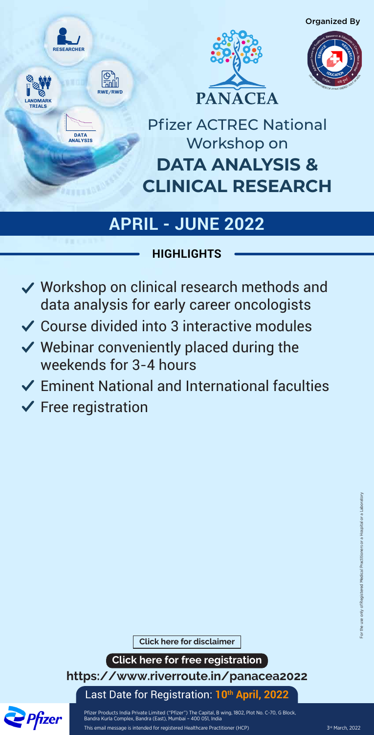Organized By

PANACEA

Pfizer ACTREC National Workshop on

# DATA ANALYSIS & CLINICAL RESEARCH

## APRIL - JUNE 2022

### HIGHLIGHTS

- ✓ Workshop on clinical research methods and data analysis for early career oncologists
- ✓ Course divided into 3 interactive modules
- ✓ Webinar conveniently placed during the weekends for 3-4 hours
- ✓ Eminent National and International faculties
- ✓ Free registration

For the use only of Registered Medical Practitioners or a Hospital or a Laboratory

**Click here for disclaimer**

**Click here for free registration**

**https://www.riverroute.in/panacea2022**

Last Date for Registration: **10th April, 2022**

Pfizer Products India Private Limited ("Pfizer") The Capital, B wing, 1802, Plot No. C-70, G Block, Bandra Kurla Complex, Bandra (East), Mumbai – 400 051, India

This email message is intended for registered Healthcare Practitioner (HCP)

3rd March, 2022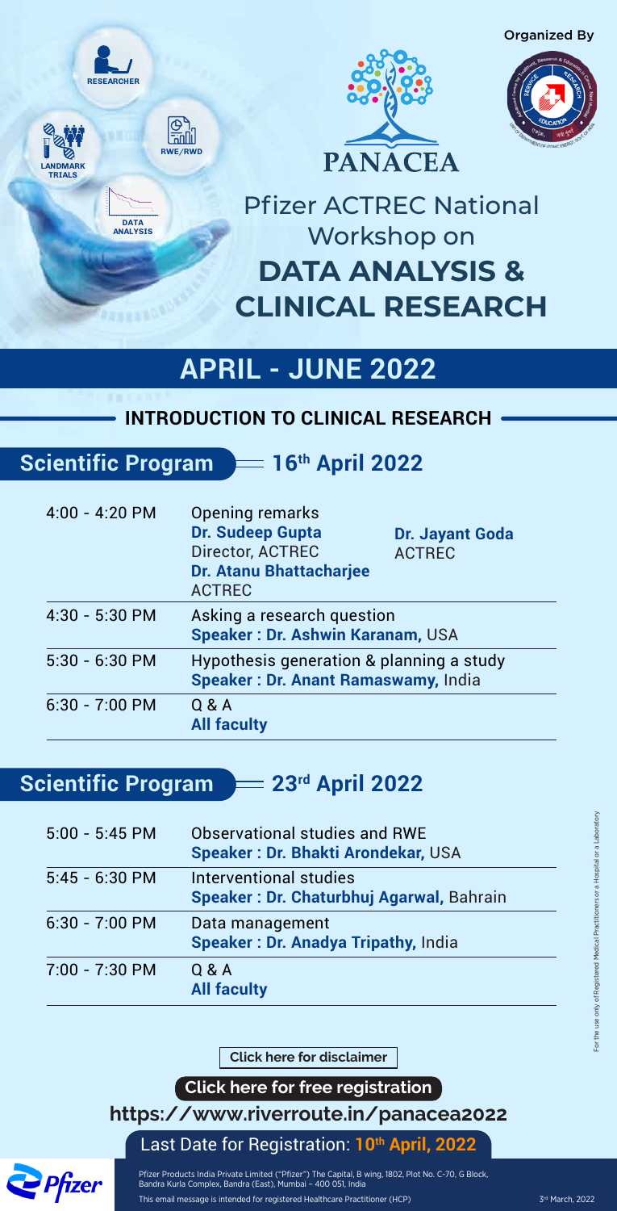Organized By

RESEARCHER

LANDMARK TRIALS

RWE/RWD

DATA ANALYSIS

PANACEA

# Pfizer ACTREC National Workshop on DATA ANALYSIS & CLINICAL RESEARCH

## APRIL - JUNE 2022

### INTRODUCTION TO CLINICAL RESEARCH

### Scientific Program — 16th April 2022

| Time | Session |
| --- | --- |
| 4:00 - 4:20 PM | Opening remarks<br>**Dr. Sudeep Gupta**<br>Director, ACTREC<br>**Dr. Atanu Bhattacharjee**<br>ACTREC<br>**Dr. Jayant Goda**<br>ACTREC |
| 4:30 - 5:30 PM | Asking a research question<br>**Speaker : Dr. Ashwin Karanam,** USA |
| 5:30 - 6:30 PM | Hypothesis generation & planning a study<br>**Speaker : Dr. Anant Ramaswamy,** India |
| 6:30 - 7:00 PM | Q & A<br>**All faculty** |

### Scientific Program — 23rd April 2022

| Time | Session |
| --- | --- |
| 5:00 - 5:45 PM | Observational studies and RWE<br>**Speaker : Dr. Bhakti Arondekar,** USA |
| 5:45 - 6:30 PM | Interventional studies<br>**Speaker : Dr. Chaturbhuj Agarwal,** Bahrain |
| 6:30 - 7:00 PM | Data management<br>**Speaker : Dr. Anadya Tripathy,** India |
| 7:00 - 7:30 PM | Q & A<br>**All faculty** |

Click here for disclaimer

**Click here for free registration**

**https://www.riverroute.in/panacea2022**

Last Date for Registration: **10th April, 2022**

For the use only of Registered Medical Practitioners or a Hospital or a Laboratory

Pfizer

Pfizer Products India Private Limited ("Pfizer") The Capital, B wing, 1802, Plot No. C-70, G Block, Bandra Kurla Complex, Bandra (East), Mumbai – 400 051, India

This email message is intended for registered Healthcare Practitioner (HCP)

3rd March, 2022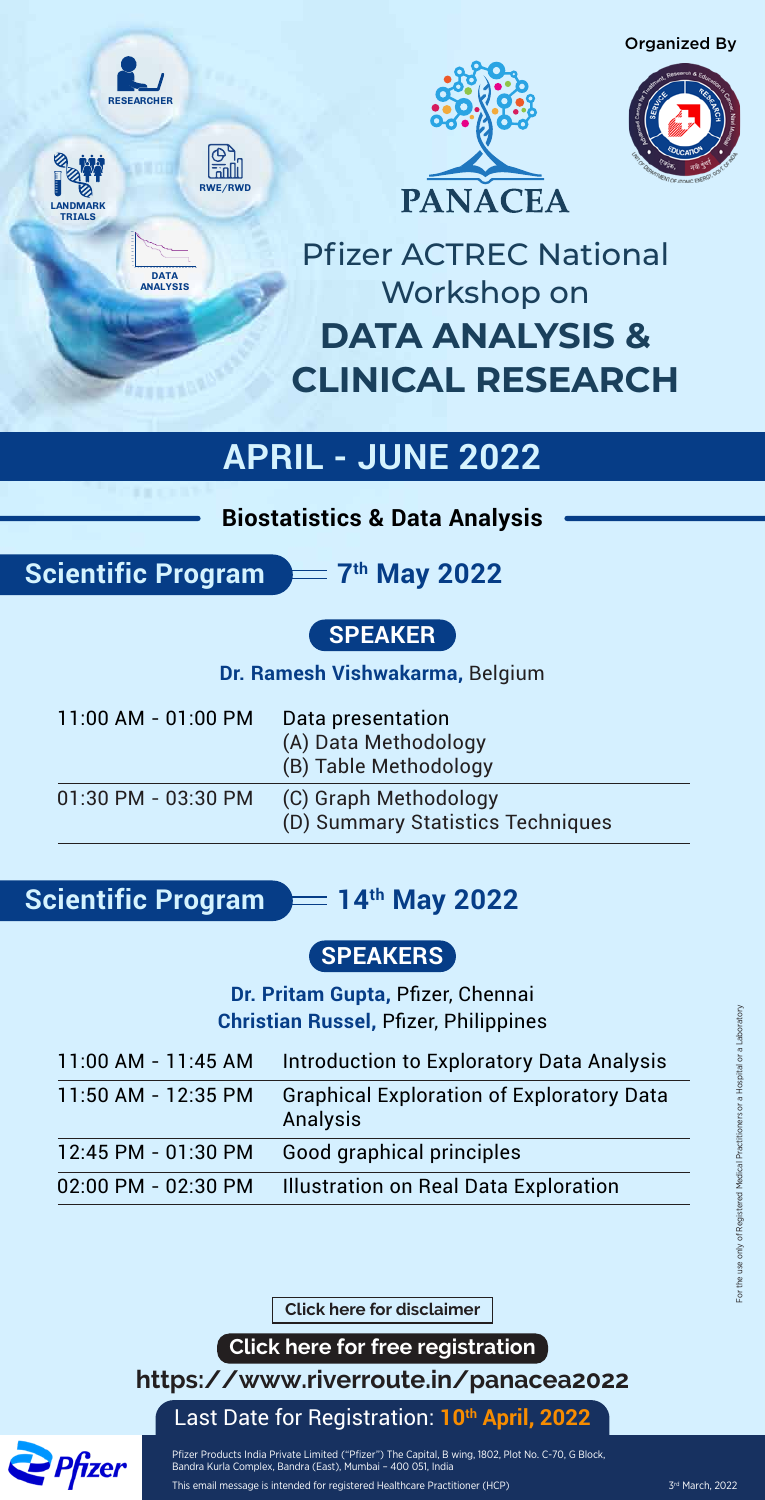Organized By

PANACEA

# Pfizer ACTREC National Workshop on DATA ANALYSIS & CLINICAL RESEARCH

## APRIL - JUNE 2022

### Biostatistics & Data Analysis

## Scientific Program — 7th May 2022

**SPEAKER**

**Dr. Ramesh Vishwakarma,** Belgium

| | |
|---|---|
| 11:00 AM - 01:00 PM | Data presentation<br>(A) Data Methodology<br>(B) Table Methodology |
| 01:30 PM - 03:30 PM | (C) Graph Methodology<br>(D) Summary Statistics Techniques |

## Scientific Program — 14th May 2022

**SPEAKERS**

**Dr. Pritam Gupta,** Pfizer, Chennai
**Christian Russel,** Pfizer, Philippines

| | |
|---|---|
| 11:00 AM - 11:45 AM | Introduction to Exploratory Data Analysis |
| 11:50 AM - 12:35 PM | Graphical Exploration of Exploratory Data Analysis |
| 12:45 PM - 01:30 PM | Good graphical principles |
| 02:00 PM - 02:30 PM | Illustration on Real Data Exploration |

Click here for disclaimer

**Click here for free registration**

**https://www.riverroute.in/panacea2022**

Last Date for Registration: **10th April, 2022**

Pfizer Products India Private Limited ("Pfizer") The Capital, B wing, 1802, Plot No. C-70, G Block, Bandra Kurla Complex, Bandra (East), Mumbai – 400 051, India

This email message is intended for registered Healthcare Practitioner (HCP)

3rd March, 2022

For the use only of Registered Medical Practitioners or a Hospital or a Laboratory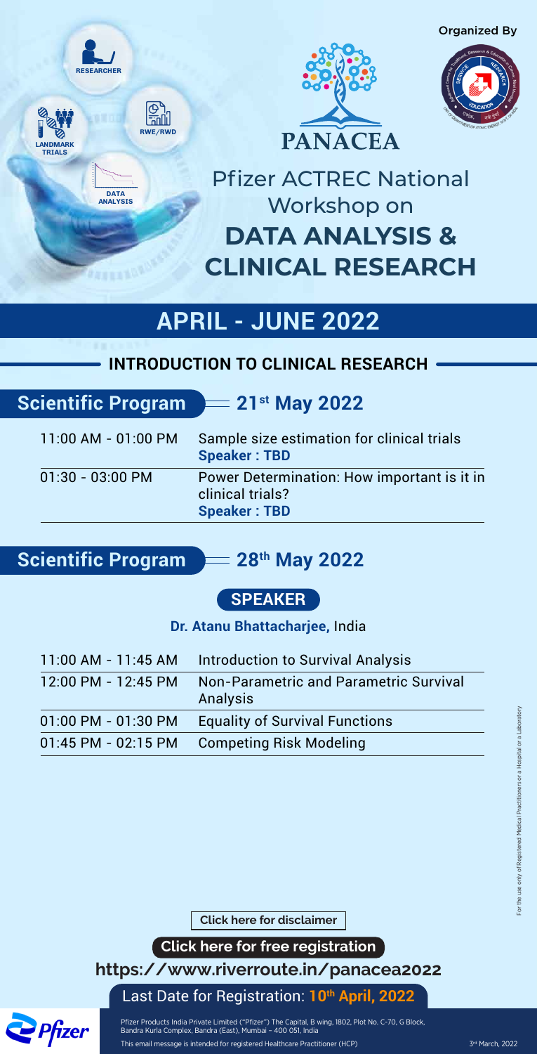Organized By

RESEARCHER

LANDMARK TRIALS

RWE/RWD

DATA ANALYSIS

PANACEA

# Pfizer ACTREC National Workshop on DATA ANALYSIS & CLINICAL RESEARCH

## APRIL - JUNE 2022

### INTRODUCTION TO CLINICAL RESEARCH

**Scientific Program** — **21st May 2022**

| | |
|---|---|
| 11:00 AM - 01:00 PM | Sample size estimation for clinical trials<br>**Speaker : TBD** |
| 01:30 - 03:00 PM | Power Determination: How important is it in clinical trials?<br>**Speaker : TBD** |

**Scientific Program** — **28th May 2022**

**SPEAKER**

**Dr. Atanu Bhattacharjee,** India

| | |
|---|---|
| 11:00 AM - 11:45 AM | Introduction to Survival Analysis |
| 12:00 PM - 12:45 PM | Non-Parametric and Parametric Survival Analysis |
| 01:00 PM - 01:30 PM | Equality of Survival Functions |
| 01:45 PM - 02:15 PM | Competing Risk Modeling |

For the use only of Registered Medical Practitioners or a Hospital or a Laboratory

Click here for disclaimer

**Click here for free registration**

**https://www.riverroute.in/panacea2022**

Last Date for Registration: **10th April, 2022**

Pfizer Products India Private Limited ("Pfizer") The Capital, B wing, 1802, Plot No. C-70, G Block, Bandra Kurla Complex, Bandra (East), Mumbai – 400 051, India

This email message is intended for registered Healthcare Practitioner (HCP)

3rd March, 2022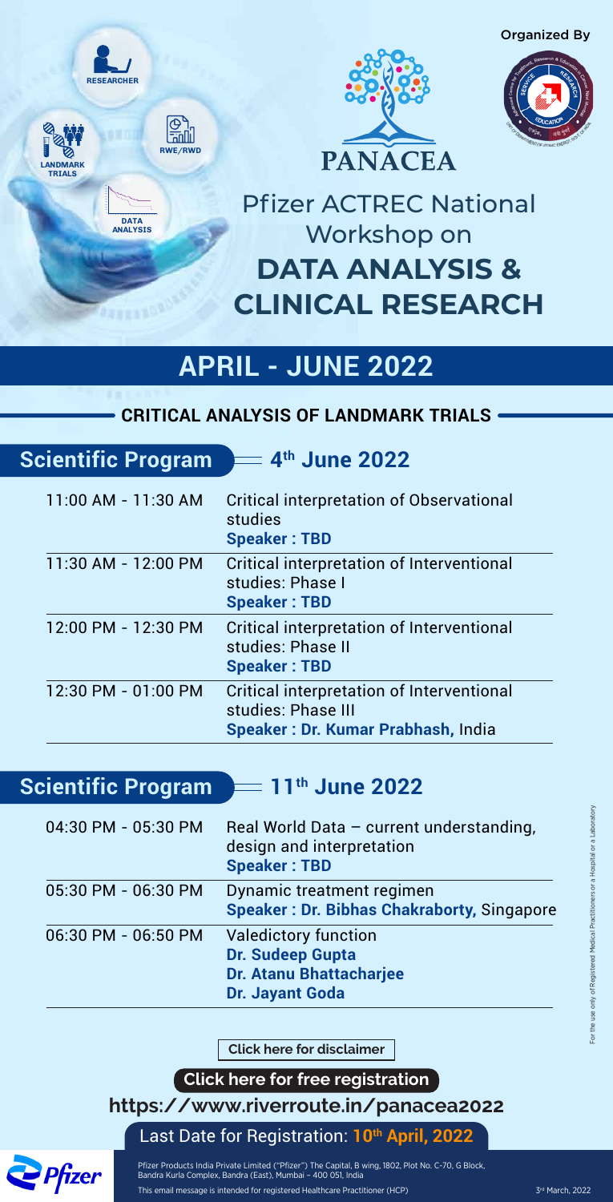Organized By

RESEARCHER

LANDMARK TRIALS

RWE/RWD

DATA ANALYSIS

PANACEA

# Pfizer ACTREC National Workshop on DATA ANALYSIS & CLINICAL RESEARCH

## APRIL - JUNE 2022

### CRITICAL ANALYSIS OF LANDMARK TRIALS

### Scientific Program — 4th June 2022

| | |
|---|---|
| 11:00 AM - 11:30 AM | Critical interpretation of Observational studies **Speaker : TBD** |
| 11:30 AM - 12:00 PM | Critical interpretation of Interventional studies: Phase I **Speaker : TBD** |
| 12:00 PM - 12:30 PM | Critical interpretation of Interventional studies: Phase II **Speaker : TBD** |
| 12:30 PM - 01:00 PM | Critical interpretation of Interventional studies: Phase III **Speaker : Dr. Kumar Prabhash,** India |

### Scientific Program — 11th June 2022

| | |
|---|---|
| 04:30 PM - 05:30 PM | Real World Data – current understanding, design and interpretation **Speaker : TBD** |
| 05:30 PM - 06:30 PM | Dynamic treatment regimen **Speaker : Dr. Bibhas Chakraborty,** Singapore |
| 06:30 PM - 06:50 PM | Valedictory function **Dr. Sudeep Gupta** **Dr. Atanu Bhattacharjee** **Dr. Jayant Goda** |

Click here for disclaimer

**Click here for free registration**

**https://www.riverroute.in/panacea2022**

Last Date for Registration: **10th April, 2022**

For the use only of Registered Medical Practitioners or a Hospital or a Laboratory

Pfizer

Pfizer Products India Private Limited ("Pfizer") The Capital, B wing, 1802, Plot No. C-70, G Block, Bandra Kurla Complex, Bandra (East), Mumbai – 400 051, India

This email message is intended for registered Healthcare Practitioner (HCP)

3rd March, 2022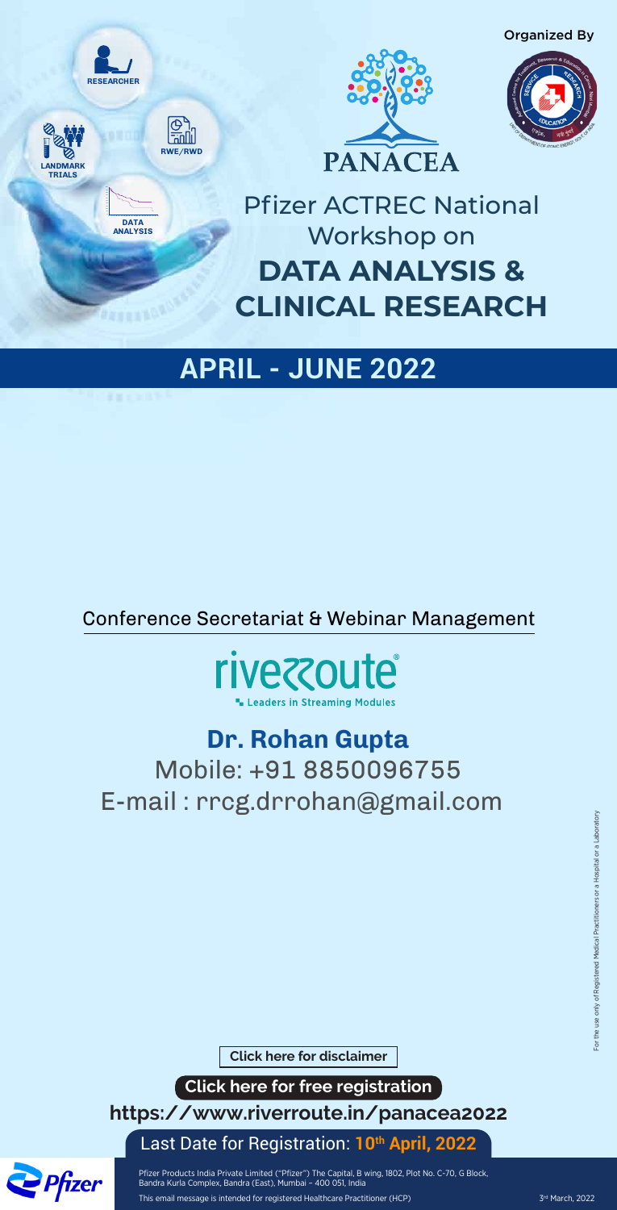Organized By

PANACEA

Pfizer ACTREC National Workshop on

# DATA ANALYSIS & CLINICAL RESEARCH

## APRIL - JUNE 2022

RESEARCHER

LANDMARK TRIALS

RWE/RWD

DATA ANALYSIS

Conference Secretariat & Webinar Management

riverroute®
Leaders in Streaming Modules

**Dr. Rohan Gupta**
Mobile: +91 8850096755
E-mail : rrcg.drrohan@gmail.com

For the use only of Registered Medical Practitioners or a Hospital or a Laboratory

Click here for disclaimer

**Click here for free registration**

**https://www.riverroute.in/panacea2022**

Last Date for Registration: **10th April, 2022**

Pfizer

Pfizer Products India Private Limited ("Pfizer") The Capital, B wing, 1802, Plot No. C-70, G Block, Bandra Kurla Complex, Bandra (East), Mumbai – 400 051, India

This email message is intended for registered Healthcare Practitioner (HCP)

3rd March, 2022